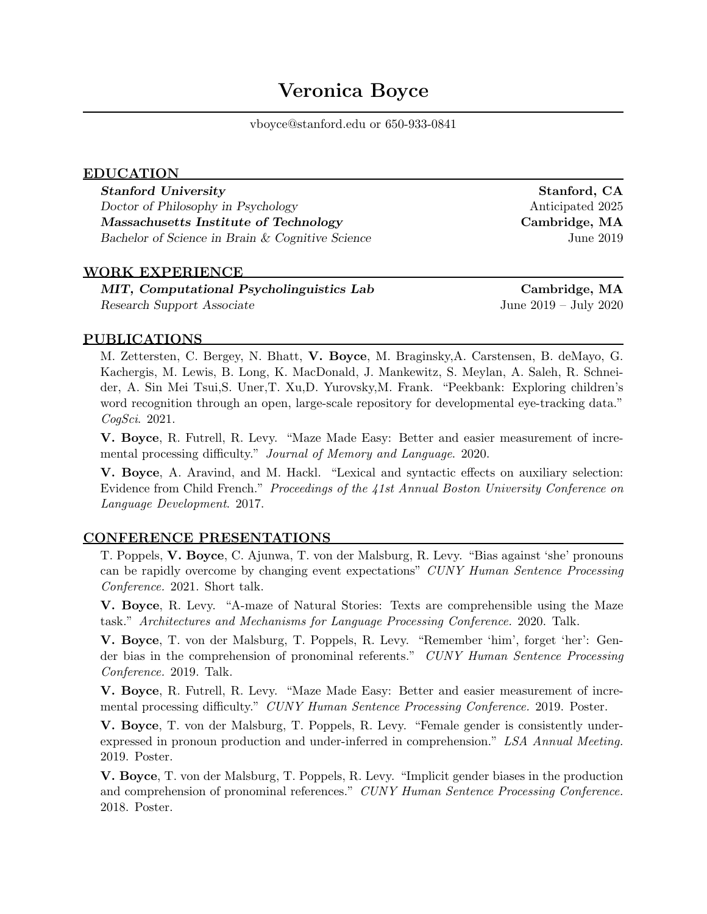# Veronica Boyce

vboyce@stanford.edu or 650-933-0841

## EDUCATION

***Stanford University*** — **Stanford, CA**
*Doctor of Philosophy in Psychology* — Anticipated 2025

***Massachusetts Institute of Technology*** — **Cambridge, MA**
*Bachelor of Science in Brain & Cognitive Science* — June 2019

## WORK EXPERIENCE

***MIT, Computational Psycholinguistics Lab*** — **Cambridge, MA**
*Research Support Associate* — June 2019 – July 2020

## PUBLICATIONS

M. Zettersten, C. Bergey, N. Bhatt, **V. Boyce**, M. Braginsky,A. Carstensen, B. deMayo, G. Kachergis, M. Lewis, B. Long, K. MacDonald, J. Mankewitz, S. Meylan, A. Saleh, R. Schneider, A. Sin Mei Tsui,S. Uner,T. Xu,D. Yurovsky,M. Frank. "Peekbank: Exploring children's word recognition through an open, large-scale repository for developmental eye-tracking data." *CogSci*. 2021.

**V. Boyce**, R. Futrell, R. Levy. "Maze Made Easy: Better and easier measurement of incremental processing difficulty." *Journal of Memory and Language*. 2020.

**V. Boyce**, A. Aravind, and M. Hackl. "Lexical and syntactic effects on auxiliary selection: Evidence from Child French." *Proceedings of the 41st Annual Boston University Conference on Language Development*. 2017.

## CONFERENCE PRESENTATIONS

T. Poppels, **V. Boyce**, C. Ajunwa, T. von der Malsburg, R. Levy. "Bias against 'she' pronouns can be rapidly overcome by changing event expectations" *CUNY Human Sentence Processing Conference.* 2021. Short talk.

**V. Boyce**, R. Levy. "A-maze of Natural Stories: Texts are comprehensible using the Maze task." *Architectures and Mechanisms for Language Processing Conference.* 2020. Talk.

**V. Boyce**, T. von der Malsburg, T. Poppels, R. Levy. "Remember 'him', forget 'her': Gender bias in the comprehension of pronominal referents." *CUNY Human Sentence Processing Conference.* 2019. Talk.

**V. Boyce**, R. Futrell, R. Levy. "Maze Made Easy: Better and easier measurement of incremental processing difficulty." *CUNY Human Sentence Processing Conference.* 2019. Poster.

**V. Boyce**, T. von der Malsburg, T. Poppels, R. Levy. "Female gender is consistently under-expressed in pronoun production and under-inferred in comprehension." *LSA Annual Meeting.* 2019. Poster.

**V. Boyce**, T. von der Malsburg, T. Poppels, R. Levy. "Implicit gender biases in the production and comprehension of pronominal references." *CUNY Human Sentence Processing Conference.* 2018. Poster.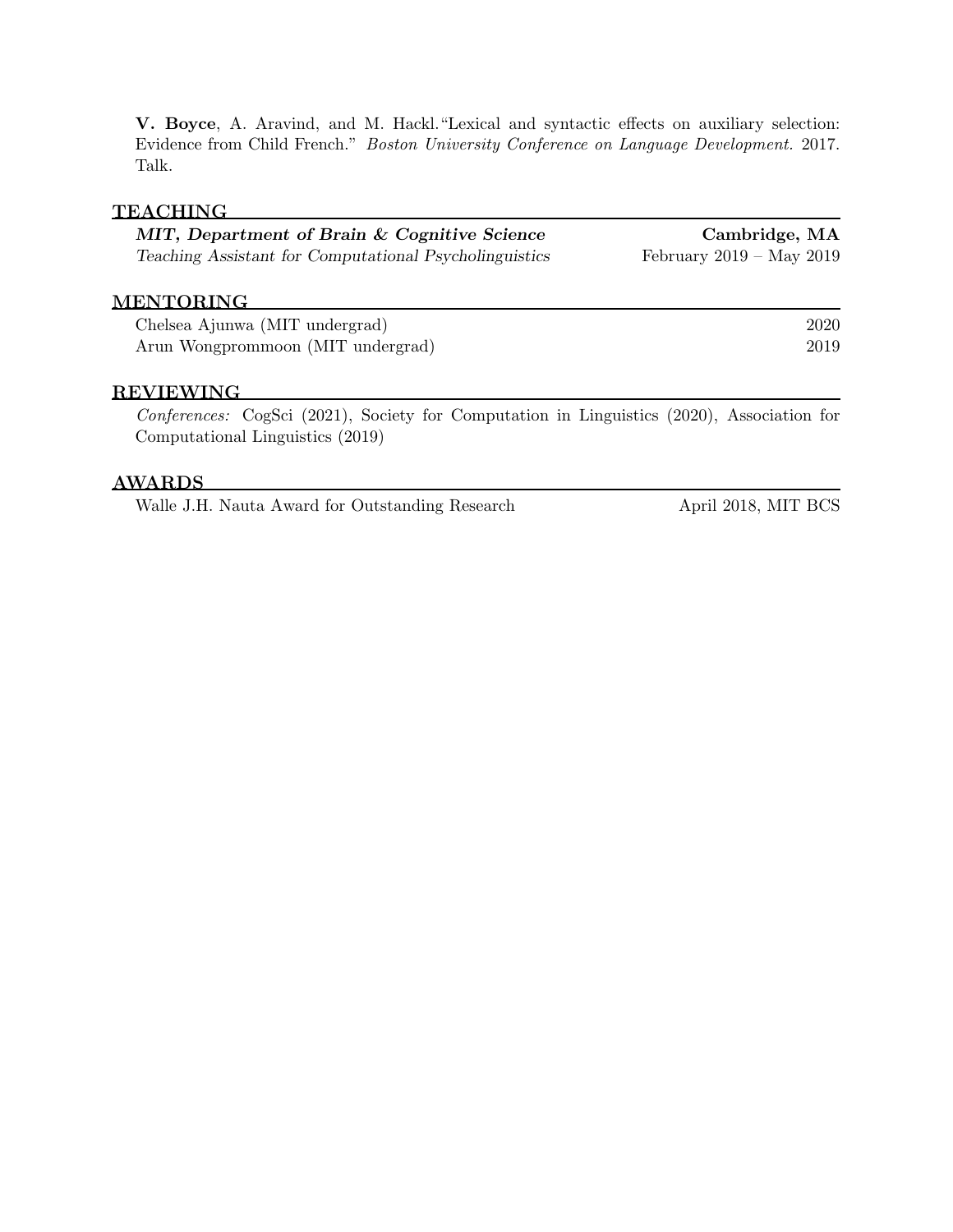**V. Boyce**, A. Aravind, and M. Hackl. "Lexical and syntactic effects on auxiliary selection: Evidence from Child French." *Boston University Conference on Language Development.* 2017. Talk.

## TEACHING

***MIT, Department of Brain & Cognitive Science*** — **Cambridge, MA**
*Teaching Assistant for Computational Psycholinguistics* — February 2019 – May 2019

## MENTORING

Chelsea Ajunwa (MIT undergrad) — 2020
Arun Wongprommoon (MIT undergrad) — 2019

## REVIEWING

*Conferences:* CogSci (2021), Society for Computation in Linguistics (2020), Association for Computational Linguistics (2019)

## AWARDS

Walle J.H. Nauta Award for Outstanding Research — April 2018, MIT BCS